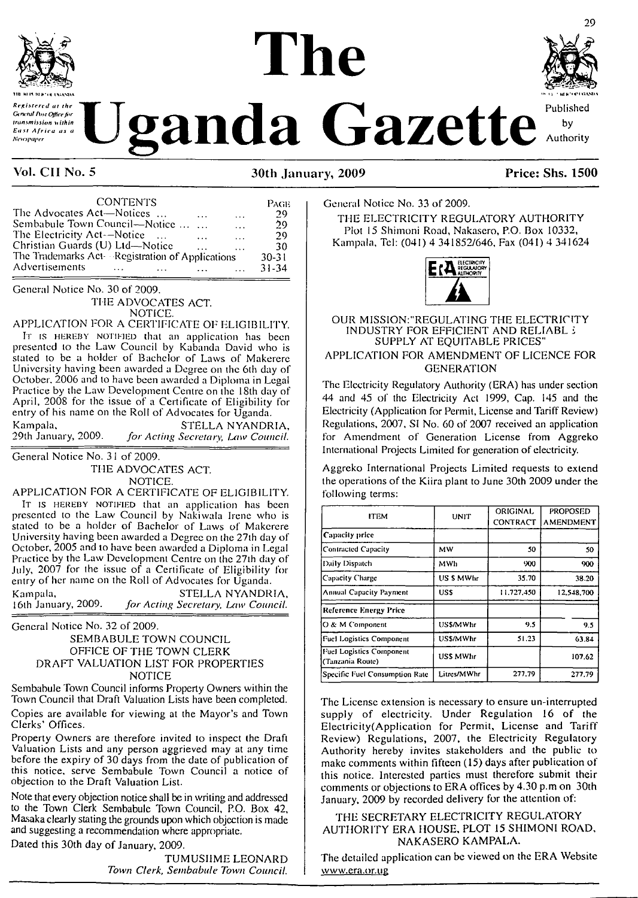# The Uganda Gazette

Registered at the General Post Office for transmission within East Africa as a Newspaper

Published by Authority

**Vol. CII No. 5** **30th January, 2009** **Price: Shs. 1500**

| CONTENTS | PAGE |
|---|---|
| The Advocates Act—Notices ... ... ... | 29 |
| Sembabule Town Council—Notice ... ... ... | 29 |
| The Electricity Act—Notice ... ... ... | 29 |
| Christian Guards (U) Ltd—Notice ... ... | 30 |
| The Trademarks Act—Registration of Applications | 30-31 |
| Advertisements ... ... ... ... | 31-34 |

General Notice No. 30 of 2009.

THE ADVOCATES ACT.

NOTICE.

APPLICATION FOR A CERTIFICATE OF ELIGIBILITY.

It is hereby notified that an application has been presented to the Law Council by Kabanda David who is stated to be a holder of Bachelor of Laws of Makerere University having been awarded a Degree on the 6th day of October, 2006 and to have been awarded a Diploma in Legal Practice by the Law Development Centre on the 18th day of April, 2008 for the issue of a Certificate of Eligibility for entry of his name on the Roll of Advocates for Uganda.

Kampala, 29th January, 2009.

STELLA NYANDRIA,
*for Acting Secretary, Law Council.*

General Notice No. 31 of 2009.

THE ADVOCATES ACT.

NOTICE.

APPLICATION FOR A CERTIFICATE OF ELIGIBILITY.

It is hereby notified that an application has been presented to the Law Council by Nakiwala Irene who is stated to be a holder of Bachelor of Laws of Makerere University having been awarded a Degree on the 27th day of October, 2005 and to have been awarded a Diploma in Legal Practice by the Law Development Centre on the 27th day of July, 2007 for the issue of a Certificate of Eligibility for entry of her name on the Roll of Advocates for Uganda.

Kampala, 16th January, 2009.

STELLA NYANDRIA,
*for Acting Secretary, Law Council.*

General Notice No. 32 of 2009.

SEMBABULE TOWN COUNCIL
OFFICE OF THE TOWN CLERK
DRAFT VALUATION LIST FOR PROPERTIES
NOTICE

Sembabule Town Council informs Property Owners within the Town Council that Draft Valuation Lists have been completed.

Copies are available for viewing at the Mayor's and Town Clerks' Offices.

Property Owners are therefore invited to inspect the Draft Valuation Lists and any person aggrieved may at any time before the expiry of 30 days from the date of publication of this notice, serve Sembabule Town Council a notice of objection to the Draft Valuation List.

Note that every objection notice shall be in writing and addressed to the Town Clerk Sembabule Town Council, P.O. Box 42, Masaka clearly stating the grounds upon which objection is made and suggesting a recommendation where appropriate.

Dated this 30th day of January, 2009.

TUMUSIIME LEONARD
*Town Clerk, Sembabule Town Council.*

General Notice No. 33 of 2009.

THE ELECTRICITY REGULATORY AUTHORITY
Plot 15 Shimoni Road, Nakasero, P.O. Box 10332,
Kampala, Tel: (041) 4 341852/646, Fax (041) 4 341624

ERA ELECTRICITY REGULATORY AUTHORITY

OUR MISSION:"REGULATING THE ELECTRICITY INDUSTRY FOR EFFICIENT AND RELIABLE SUPPLY AT EQUITABLE PRICES"

APPLICATION FOR AMENDMENT OF LICENCE FOR GENERATION

The Electricity Regulatory Authority (ERA) has under section 44 and 45 of the Electricity Act 1999, Cap. 145 and the Electricity (Application for Permit, License and Tariff Review) Regulations, 2007, SI No. 60 of 2007 received an application for Amendment of Generation License from Aggreko International Projects Limited for generation of electricity.

Aggreko International Projects Limited requests to extend the operations of the Kiira plant to June 30th 2009 under the following terms:

| ITEM | UNIT | ORIGINAL CONTRACT | PROPOSED AMENDMENT |
|---|---|---|---|
| Capacity price | | | |
| Contracted Capacity | MW | 50 | 50 |
| Daily Dispatch | MWh | 900 | 900 |
| Capacity Charge | US $ MWhr | 35.70 | 38.20 |
| Annual Capacity Payment | US$ | 11,727,450 | 12,548,700 |
| Reference Energy Price | | | |
| O & M Component | US$/MWhr | 9.5 | 9.5 |
| Fuel Logistics Component | US$/MWhr | 51.23 | 63.84 |
| Fuel Logistics Component (Tanzania Route) | US$ MWhr | | 107.62 |
| Specific Fuel Consumption Rate | Litres/MWhr | 277.79 | 277.79 |

The License extension is necessary to ensure un-interrupted supply of electricity. Under Regulation 16 of the Electricity(Application for Permit, License and Tariff Review) Regulations, 2007, the Electricity Regulatory Authority hereby invites stakeholders and the public to make comments within fifteen (15) days after publication of this notice. Interested parties must therefore submit their comments or objections to ERA offices by 4.30 p.m on 30th January, 2009 by recorded delivery for the attention of:

THE SECRETARY ELECTRICITY REGULATORY AUTHORITY ERA HOUSE, PLOT 15 SHIMONI ROAD, NAKASERO KAMPALA.

The detailed application can be viewed on the ERA Website www.era.or.ug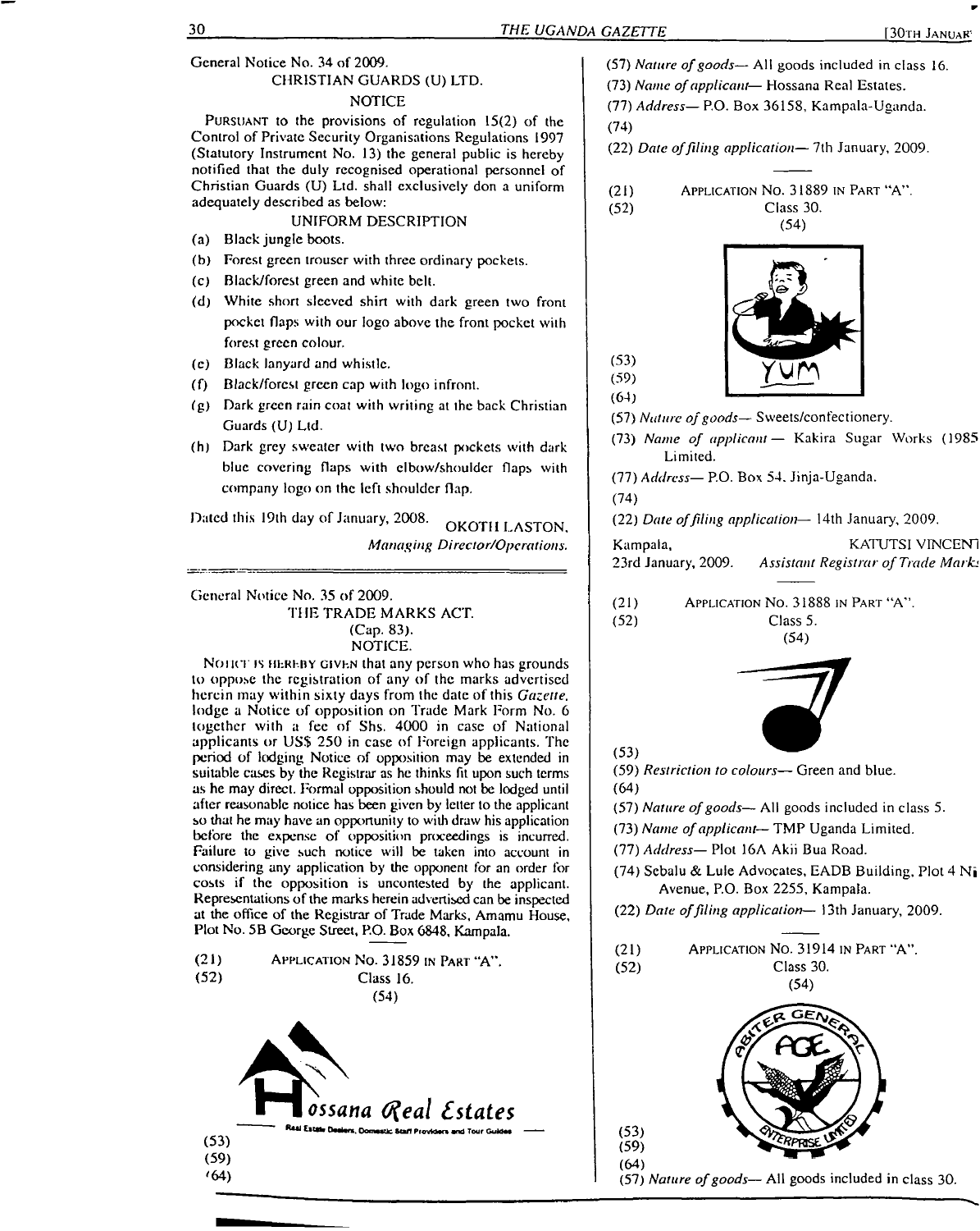General Notice No. 34 of 2009.

CHRISTIAN GUARDS (U) LTD.

NOTICE

PURSUANT to the provisions of regulation 15(2) of the Control of Private Security Organisations Regulations 1997 (Statutory Instrument No. 13) the general public is hereby notified that the duly recognised operational personnel of Christian Guards (U) Ltd. shall exclusively don a uniform adequately described as below:

UNIFORM DESCRIPTION

(a) Black jungle boots.

(b) Forest green trouser with three ordinary pockets.

(c) Black/forest green and white belt.

(d) White short sleeved shirt with dark green two front pocket flaps with our logo above the front pocket with forest green colour.

(e) Black lanyard and whistle.

(f) Black/forest green cap with logo infront.

(g) Dark green rain coat with writing at the back Christian Guards (U) Ltd.

(h) Dark grey sweater with two breast pockets with dark blue covering flaps with elbow/shoulder flaps with company logo on the left shoulder flap.

Dated this 19th day of January, 2008.

OKOTH LASTON,
*Managing Director/Operations.*

---

General Notice No. 35 of 2009.

THE TRADE MARKS ACT.
(Cap. 83).
NOTICE.

NOTICE IS HEREBY GIVEN that any person who has grounds to oppose the registration of any of the marks advertised herein may within sixty days from the date of this *Gazette*, lodge a Notice of opposition on Trade Mark Form No. 6 together with a fee of Shs. 4000 in case of National applicants or US$ 250 in case of Foreign applicants. The period of lodging Notice of opposition may be extended in suitable cases by the Registrar as he thinks fit upon such terms as he may direct. Formal opposition should not be lodged until after reasonable notice has been given by letter to the applicant so that he may have an opportunity to with draw his application before the expense of opposition proceedings is incurred. Failure to give such notice will be taken into account in considering any application by the opponent for an order for costs if the opposition is uncontested by the applicant. Representations of the marks herein advertised can be inspected at the office of the Registrar of Trade Marks, Amamu House, Plot No. 5B George Street, P.O. Box 6848, Kampala.

---

(21) APPLICATION No. 31859 IN PART "A".
(52) Class 16.
(54)

Hossana Real Estates
Real Estate Dealers, Domestic Staff Providers and Tour Guides

(53)
(59)
(64)
(57) *Nature of goods*— All goods included in class 16.
(73) *Name of applicant*— Hossana Real Estates.
(77) *Address*— P.O. Box 36158, Kampala-Uganda.
(74)
(22) *Date of filing application*— 7th January, 2009.

---

(21) APPLICATION No. 31889 IN PART "A".
(52) Class 30.
(54)

YUM

(53)
(59)
(64)
(57) *Nature of goods*— Sweets/confectionery.
(73) *Name of applicant*— Kakira Sugar Works (1985) Limited.
(77) *Address*— P.O. Box 54, Jinja-Uganda.
(74)
(22) *Date of filing application*— 14th January, 2009.

Kampala, 23rd January, 2009.

KATUTSI VINCENT
*Assistant Registrar of Trade Marks*

---

(21) APPLICATION No. 31888 IN PART "A".
(52) Class 5.
(54)

(53)
(59) *Restriction to colours*— Green and blue.
(64)
(57) *Nature of goods*— All goods included in class 5.
(73) *Name of applicant*— TMP Uganda Limited.
(77) *Address*— Plot 16A Akii Bua Road.
(74) Sebalu & Lule Advocates, EADB Building, Plot 4 Ni Avenue, P.O. Box 2255, Kampala.
(22) *Date of filing application*— 13th January, 2009.

---

(21) APPLICATION No. 31914 IN PART "A".
(52) Class 30.
(54)

AGE
ABITER GENERAL ENTERPRISE LIMITED

(53)
(59)
(64)
(57) *Nature of goods*— All goods included in class 30.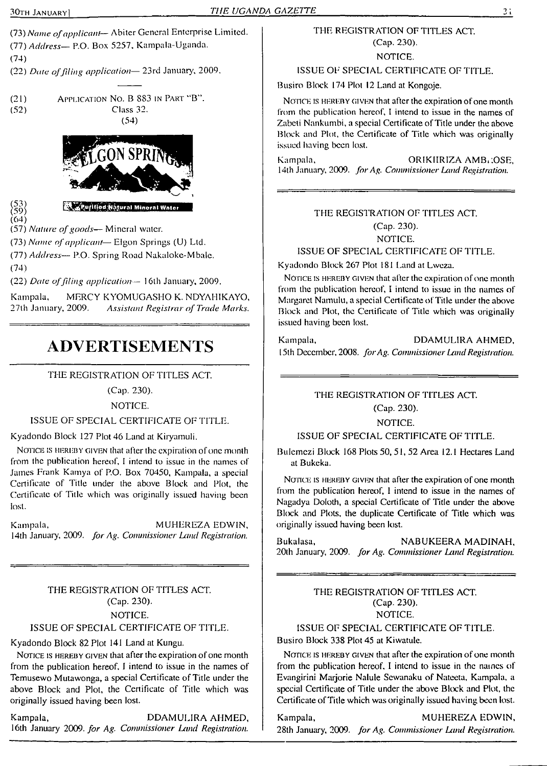(73) *Name of applicant*— Abiter General Enterprise Limited.

(77) *Address*— P.O. Box 5257, Kampala-Uganda.

(74)

(22) *Date of filing application*— 23rd January, 2009.

---

(21) APPLICATION No. B 883 IN PART "B".

(52) Class 32.

(54)

ELGON SPRINGS

Purified Natural Mineral Water

(53)

(59)

(64)

(57) *Nature of goods*— Mineral water.

(73) *Name of applicant*— Elgon Springs (U) Ltd.

(77) *Address*— P.O. Spring Road Nakaloke-Mbale.

(74)

(22) *Date of filing application*— 16th January, 2009.

Kampala, MERCY KYOMUGASHO K. NDYAHIKAYO,
27th January, 2009. *Assistant Registrar of Trade Marks.*

---

# ADVERTISEMENTS

---

THE REGISTRATION OF TITLES ACT.

(Cap. 230).

NOTICE.

ISSUE OF SPECIAL CERTIFICATE OF TITLE.

Kyadondo Block 127 Plot 46 Land at Kiryamuli.

NOTICE IS HEREBY GIVEN that after the expiration of one month from the publication hereof, I intend to issue in the names of James Frank Kamya of P.O. Box 70450, Kampala, a special Certificate of Title under the above Block and Plot, the Certificate of Title which was originally issued having been lost.

Kampala, MUHEREZA EDWIN,
14th January, 2009. *for Ag. Commissioner Land Registration.*

---

THE REGISTRATION OF TITLES ACT.

(Cap. 230).

NOTICE.

ISSUE OF SPECIAL CERTIFICATE OF TITLE.

Kyadondo Block 82 Plot 141 Land at Kungu.

NOTICE IS HEREBY GIVEN that after the expiration of one month from the publication hereof, I intend to issue in the names of Temusewo Mutawonga, a special Certificate of Title under the above Block and Plot, the Certificate of Title which was originally issued having been lost.

Kampala, DDAMULIRA AHMED,
16th January 2009. *for Ag. Commissioner Land Registration.*

---

THE REGISTRATION OF TITLES ACT.

(Cap. 230).

NOTICE.

ISSUE OF SPECIAL CERTIFICATE OF TITLE.

Busiro Block 174 Plot 12 Land at Kongoje.

NOTICE IS HEREBY GIVEN that after the expiration of one month from the publication hereof, I intend to issue in the names of Zabeti Nankumbi, a special Certificate of Title under the above Block and Plot, the Certificate of Title which was originally issued having been lost.

Kampala, ORIKIRIZA AMBROSE,
14th January, 2009. *for Ag. Commissioner Land Registration.*

---

THE REGISTRATION OF TITLES ACT.

(Cap. 230).

NOTICE.

ISSUE OF SPECIAL CERTIFICATE OF TITLE.

Kyadondo Block 267 Plot 181 Land at Lweza.

NOTICE IS HEREBY GIVEN that after the expiration of one month from the publication hereof, I intend to issue in the names of Margaret Namulu, a special Certificate of Title under the above Block and Plot, the Certificate of Title which was originally issued having been lost.

Kampala, DDAMULIRA AHMED,
15th December, 2008. *for Ag. Commissioner Land Registration.*

---

THE REGISTRATION OF TITLES ACT.

(Cap. 230).

NOTICE.

ISSUE OF SPECIAL CERTIFICATE OF TITLE.

Bulemezi Block 168 Plots 50, 51, 52 Area 12.1 Hectares Land at Bukeka.

NOTICE IS HEREBY GIVEN that after the expiration of one month from the publication hereof, I intend to issue in the names of Nagadya Doloth, a special Certificate of Title under the above Block and Plots, the duplicate Certificate of Title which was originally issued having been lost.

Bukalasa, NABUKEERA MADINAH,
20th January, 2009. *for Ag. Commissioner Land Registration.*

---

THE REGISTRATION OF TITLES ACT.

(Cap. 230).

NOTICE.

ISSUE OF SPECIAL CERTIFICATE OF TITLE.

Busiro Block 338 Plot 45 at Kiwatule.

NOTICE IS HEREBY GIVEN that after the expiration of one month from the publication hereof, I intend to issue in the names of Evangirini Marjorie Nalule Sewanaku of Nateeta, Kampala, a special Certificate of Title under the above Block and Plot, the Certificate of Title which was originally issued having been lost.

Kampala, MUHEREZA EDWIN,
28th January, 2009. *for Ag. Commissioner Land Registration.*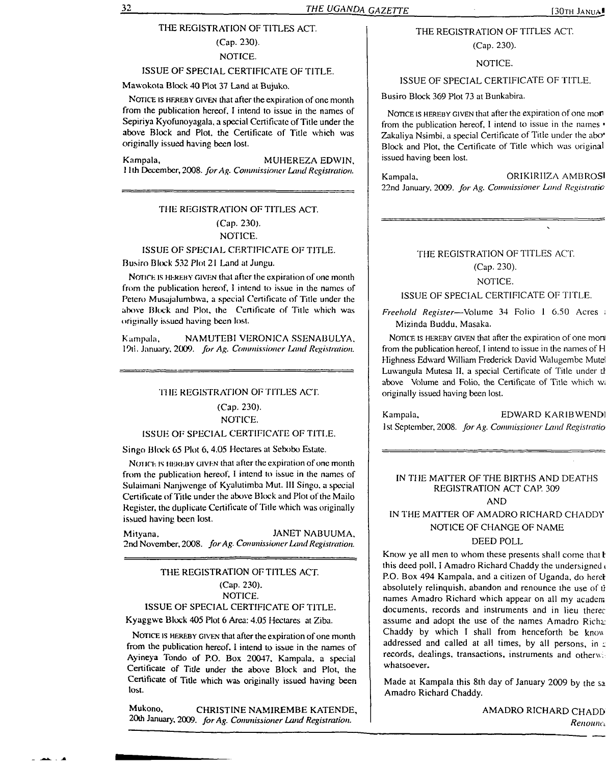THE REGISTRATION OF TITLES ACT.

(Cap. 230).

NOTICE.

ISSUE OF SPECIAL CERTIFICATE OF TITLE.

Mawokota Block 40 Plot 37 Land at Bujuko.

NOTICE IS HEREBY GIVEN that after the expiration of one month from the publication hereof, I intend to issue in the names of Sepiriya Kyofunoyagala, a special Certificate of Title under the above Block and Plot, the Certificate of Title which was originally issued having been lost.

Kampala, MUHEREZA EDWIN,
11th December, 2008. *for Ag. Commissioner Land Registration.*

---

THE REGISTRATION OF TITLES ACT.

(Cap. 230).

NOTICE.

ISSUE OF SPECIAL CERTIFICATE OF TITLE.

Busiro Block 532 Plot 21 Land at Jungu.

NOTICE IS HEREBY GIVEN that after the expiration of one month from the publication hereof, I intend to issue in the names of Petero Musajalumbwa, a special Certificate of Title under the above Block and Plot, the Certificate of Title which was originally issued having been lost.

Kampala, NAMUTEBI VERONICA SSENABULYA,
19th January, 2009. *for Ag. Commissioner Land Registration.*

---

THE REGISTRATION OF TITLES ACT.

(Cap. 230).

NOTICE.

ISSUE OF SPECIAL CERTIFICATE OF TITLE.

Singo Block 65 Plot 6, 4.05 Hectares at Sebobo Estate.

NOTICE IS HEREBY GIVEN that after the expiration of one month from the publication hereof, I intend to issue in the names of Sulaimani Nanjwenge of Kyalutimba Mut. III Singo, a special Certificate of Title under the above Block and Plot of the Mailo Register, the duplicate Certificate of Title which was originally issued having been lost.

Mityana, JANET NABUUMA,
2nd November, 2008. *for Ag. Commissioner Land Registration.*

---

THE REGISTRATION OF TITLES ACT.

(Cap. 230).

NOTICE.

ISSUE OF SPECIAL CERTIFICATE OF TITLE.

Kyaggwe Block 405 Plot 6 Area: 4.05 Hectares at Ziba.

NOTICE IS HEREBY GIVEN that after the expiration of one month from the publication hereof, I intend to issue in the names of Ayineya Tondo of P.O. Box 20047, Kampala, a special Certificate of Title under the above Block and Plot, the Certificate of Title which was originally issued having been lost.

Mukono, CHRISTINE NAMIREMBE KATENDE,
20th January, 2009. *for Ag. Commissioner Land Registration.*

---

THE REGISTRATION OF TITLES ACT.

(Cap. 230).

NOTICE.

ISSUE OF SPECIAL CERTIFICATE OF TITLE.

Busiro Block 369 Plot 73 at Bunkabira.

NOTICE IS HEREBY GIVEN that after the expiration of one mon from the publication hereof, I intend to issue in the names Zakaliya Nsimbi, a special Certificate of Title under the abo Block and Plot, the Certificate of Title which was original issued having been lost.

Kampala, ORIKIRIIZA AMBROS
22nd January, 2009. *for Ag. Commissioner Land Registratio*

---

THE REGISTRATION OF TITLES ACT.

(Cap. 230).

NOTICE.

ISSUE OF SPECIAL CERTIFICATE OF TITLE.

*Freehold Register*—Volume 34 Folio 1 6.50 Acres Mizinda Buddu, Masaka.

NOTICE IS HEREBY GIVEN that after the expiration of one mon from the publication hereof, I intend to issue in the names of H Highness Edward William Frederick David Walugembe Mute Luwangula Mutesa II, a special Certificate of Title under th above Volume and Folio, the Certificate of Title which w originally issued having been lost.

Kampala, EDWARD KARIBWEND
1st September, 2008. *for Ag. Commissioner Land Registratio*

---

IN THE MATTER OF THE BIRTHS AND DEATHS REGISTRATION ACT CAP. 309

AND

IN THE MATTER OF AMADRO RICHARD CHADDY

NOTICE OF CHANGE OF NAME

DEED POLL

Know ye all men to whom these presents shall come that b this deed poll, I Amadro Richard Chaddy the undersigned P.O. Box 494 Kampala, and a citizen of Uganda, do hereb absolutely relinquish, abandon and renounce the use of th names Amadro Richard which appear on all my academ documents, records and instruments and in lieu therec assume and adopt the use of the names Amadro Richa Chaddy by which I shall from henceforth be know addressed and called at all times, by all persons, in records, dealings, transactions, instruments and otherw whatsoever.

Made at Kampala this 8th day of January 2009 by the sa Amadro Richard Chaddy.

AMADRO RICHARD CHADD
*Renounc*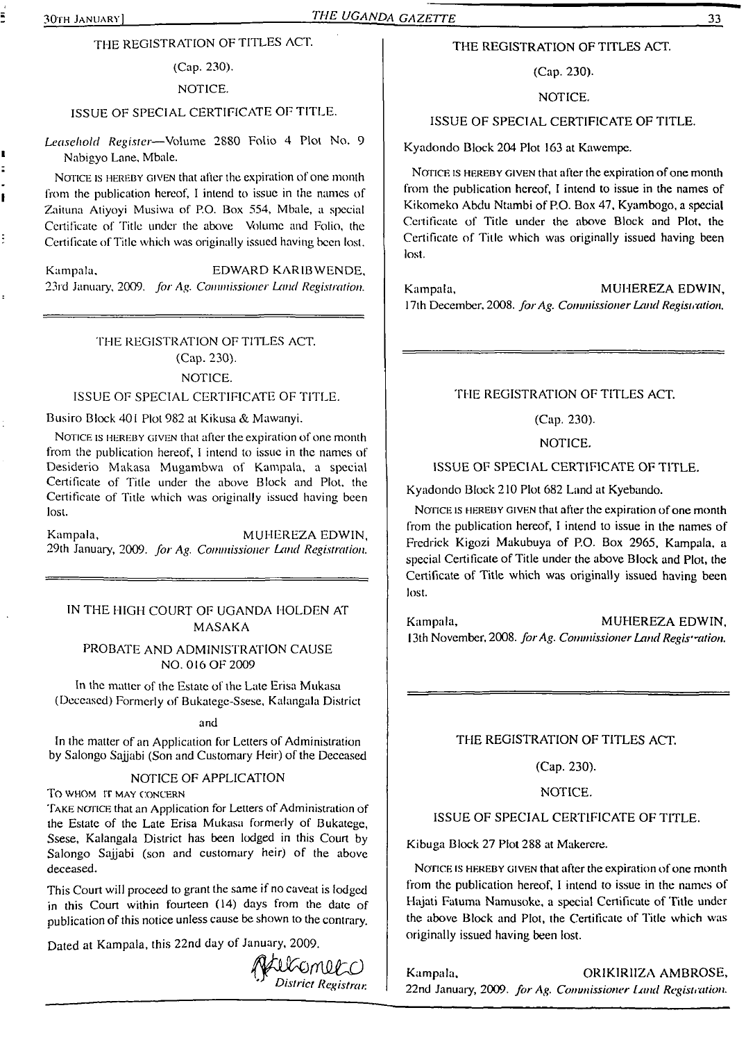THE REGISTRATION OF TITLES ACT.

(Cap. 230).

NOTICE.

ISSUE OF SPECIAL CERTIFICATE OF TITLE.

*Leasehold Register*—Volume 2880 Folio 4 Plot No. 9 Nabigyo Lane, Mbale.

NOTICE IS HEREBY GIVEN that after the expiration of one month from the publication hereof, I intend to issue in the names of Zaituna Atiyoyi Musiwa of P.O. Box 554, Mbale, a special Certificate of Title under the above Volume and Folio, the Certificate of Title which was originally issued having been lost.

Kampala, EDWARD KARIBWENDE,
23rd January, 2009. *for Ag. Commissioner Land Registration.*

---

THE REGISTRATION OF TITLES ACT.

(Cap. 230).

NOTICE.

ISSUE OF SPECIAL CERTIFICATE OF TITLE.

Busiro Block 401 Plot 982 at Kikusa & Mawanyi.

NOTICE IS HEREBY GIVEN that after the expiration of one month from the publication hereof, I intend to issue in the names of Desiderio Makasa Mugambwa of Kampala, a special Certificate of Title under the above Block and Plot, the Certificate of Title which was originally issued having been lost.

Kampala, MUHEREZA EDWIN,
29th January, 2009. *for Ag. Commissioner Land Registration.*

---

IN THE HIGH COURT OF UGANDA HOLDEN AT MASAKA

PROBATE AND ADMINISTRATION CAUSE NO. 016 OF 2009

In the matter of the Estate of the Late Erisa Mukasa (Deceased) Formerly of Bukatege-Ssese, Kalangala District

and

In the matter of an Application for Letters of Administration by Salongo Sajjabi (Son and Customary Heir) of the Deceased

NOTICE OF APPLICATION

TO WHOM IT MAY CONCERN

TAKE NOTICE that an Application for Letters of Administration of the Estate of the Late Erisa Mukasa formerly of Bukatege, Ssese, Kalangala District has been lodged in this Court by Salongo Sajjabi (son and customary heir) of the above deceased.

This Court will proceed to grant the same if no caveat is lodged in this Court within fourteen (14) days from the date of publication of this notice unless cause be shown to the contrary.

Dated at Kampala, this 22nd day of January, 2009.

*District Registrar.*

---

THE REGISTRATION OF TITLES ACT.

(Cap. 230).

NOTICE.

ISSUE OF SPECIAL CERTIFICATE OF TITLE.

Kyadondo Block 204 Plot 163 at Kawempe.

NOTICE IS HEREBY GIVEN that after the expiration of one month from the publication hereof, I intend to issue in the names of Kikomeko Abdu Ntambi of P.O. Box 47, Kyambogo, a special Certificate of Title under the above Block and Plot, the Certificate of Title which was originally issued having been lost.

Kampala, MUHEREZA EDWIN,
17th December, 2008. *for Ag. Commissioner Land Registration.*

---

THE REGISTRATION OF TITLES ACT.

(Cap. 230).

NOTICE.

ISSUE OF SPECIAL CERTIFICATE OF TITLE.

Kyadondo Block 210 Plot 682 Land at Kyebando.

NOTICE IS HEREBY GIVEN that after the expiration of one month from the publication hereof, I intend to issue in the names of Fredrick Kigozi Makubuya of P.O. Box 2965, Kampala, a special Certificate of Title under the above Block and Plot, the Certificate of Title which was originally issued having been lost.

Kampala, MUHEREZA EDWIN,
13th November, 2008. *for Ag. Commissioner Land Registration.*

---

THE REGISTRATION OF TITLES ACT.

(Cap. 230).

NOTICE.

ISSUE OF SPECIAL CERTIFICATE OF TITLE.

Kibuga Block 27 Plot 288 at Makerere.

NOTICE IS HEREBY GIVEN that after the expiration of one month from the publication hereof, I intend to issue in the names of Hajati Fatuma Namusoke, a special Certificate of Title under the above Block and Plot, the Certificate of Title which was originally issued having been lost.

Kampala, ORIKIRIIZA AMBROSE,
22nd January, 2009. *for Ag. Commissioner Land Registration.*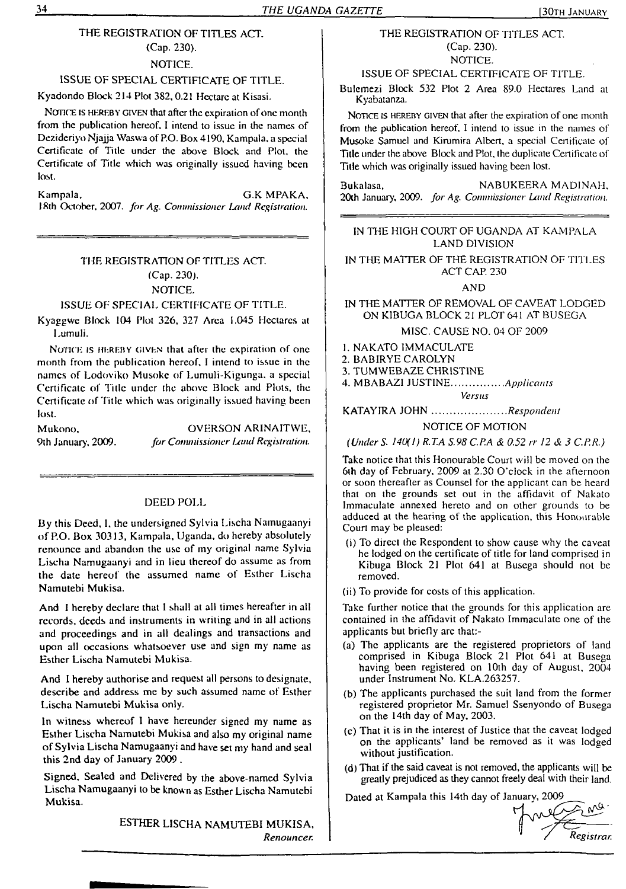THE REGISTRATION OF TITLES ACT.
(Cap. 230).
NOTICE.

ISSUE OF SPECIAL CERTIFICATE OF TITLE.

Kyadondo Block 214 Plot 382, 0.21 Hectare at Kisasi.

NOTICE IS HEREBY GIVEN that after the expiration of one month from the publication hereof, I intend to issue in the names of Dezideriyo Njajja Waswa of P.O. Box 4190, Kampala, a special Certificate of Title under the above Block and Plot, the Certificate of Title which was originally issued having been lost.

Kampala, 18th October, 2007.
G.K MPAKA,
*for Ag. Commissioner Land Registration.*

---

THE REGISTRATION OF TITLES ACT.
(Cap. 230).
NOTICE.

ISSUE OF SPECIAL CERTIFICATE OF TITLE.

Kyaggwe Block 104 Plot 326, 327 Area 1.045 Hectares at Lumuli.

NOTICE IS HEREBY GIVEN that after the expiration of one month from the publication hereof, I intend to issue in the names of Lodoviko Musoke of Lumuli-Kigunga, a special Certificate of Title under the above Block and Plots, the Certificate of Title which was originally issued having been lost.

Mukono, 9th January, 2009.
OVERSON ARINAITWE,
*for Commissioner Land Registration.*

---

DEED POLL

By this Deed, I, the undersigned Sylvia Lischa Namugaanyi of P.O. Box 30313, Kampala, Uganda, do hereby absolutely renounce and abandon the use of my original name Sylvia Lischa Namugaanyi and in lieu thereof do assume as from the date hereof the assumed name of Esther Lischa Namutebi Mukisa.

And I hereby declare that I shall at all times hereafter in all records, deeds and instruments in writing and in all actions and proceedings and in all dealings and transactions and upon all occasions whatsoever use and sign my name as Esther Lischa Namutebi Mukisa.

And I hereby authorise and request all persons to designate, describe and address me by such assumed name of Esther Lischa Namutebi Mukisa only.

In witness whereof I have hereunder signed my name as Esther Lischa Namutebi Mukisa and also my original name of Sylvia Lischa Namugaanyi and have set my hand and seal this 2nd day of January 2009.

Signed, Sealed and Delivered by the above-named Sylvia Lischa Namugaanyi to be known as Esther Lischa Namutebi Mukisa.

ESTHER LISCHA NAMUTEBI MUKISA,
*Renouncer.*

---

THE REGISTRATION OF TITLES ACT.
(Cap. 230).
NOTICE.

ISSUE OF SPECIAL CERTIFICATE OF TITLE.

Bulemezi Block 532 Plot 2 Area 89.0 Hectares Land at Kyabatanza.

NOTICE IS HEREBY GIVEN that after the expiration of one month from the publication hereof, I intend to issue in the names of Musoke Samuel and Kirumira Albert, a special Certificate of Title under the above Block and Plot, the duplicate Certificate of Title which was originally issued having been lost.

Bukalasa, 20th January, 2009.
NABUKEERA MADINAH,
*for Ag. Commissioner Land Registration.*

---

IN THE HIGH COURT OF UGANDA AT KAMPALA
LAND DIVISION

IN THE MATTER OF THE REGISTRATION OF TITLES ACT CAP. 230

AND

IN THE MATTER OF REMOVAL OF CAVEAT LODGED ON KIBUGA BLOCK 21 PLOT 641 AT BUSEGA

MISC. CAUSE NO. 04 OF 2009

1. NAKATO IMMACULATE
2. BABIRYE CAROLYN
3. TUMWEBAZE CHRISTINE
4. MBABAZI JUSTINE...............*Applicants*

*Versus*

KATAYIRA JOHN .....................*Respondent*

NOTICE OF MOTION

*(Under S. 140(1) R.T.A S.98 C.P.A & O.52 rr 12 & 3 C.P.R.)*

Take notice that this Honourable Court will be moved on the 6th day of February, 2009 at 2.30 O'clock in the afternoon or soon thereafter as Counsel for the applicant can be heard that on the grounds set out in the affidavit of Nakato Immaculate annexed hereto and on other grounds to be adduced at the hearing of the application, this Honourable Court may be pleased:

(i) To direct the Respondent to show cause why the caveat he lodged on the certificate of title for land comprised in Kibuga Block 21 Plot 641 at Busega should not be removed.

(ii) To provide for costs of this application.

Take further notice that the grounds for this application are contained in the affidavit of Nakato Immaculate one of the applicants but briefly are that:-

(a) The applicants are the registered proprietors of land comprised in Kibuga Block 21 Plot 641 at Busega having been registered on 10th day of August, 2004 under Instrument No. KLA.263257.

(b) The applicants purchased the suit land from the former registered proprietor Mr. Samuel Ssenyondo of Busega on the 14th day of May, 2003.

(c) That it is in the interest of Justice that the caveat lodged on the applicants' land be removed as it was lodged without justification.

(d) That if the said caveat is not removed, the applicants will be greatly prejudiced as they cannot freely deal with their land.

Dated at Kampala this 14th day of January, 2009

*Registrar.*